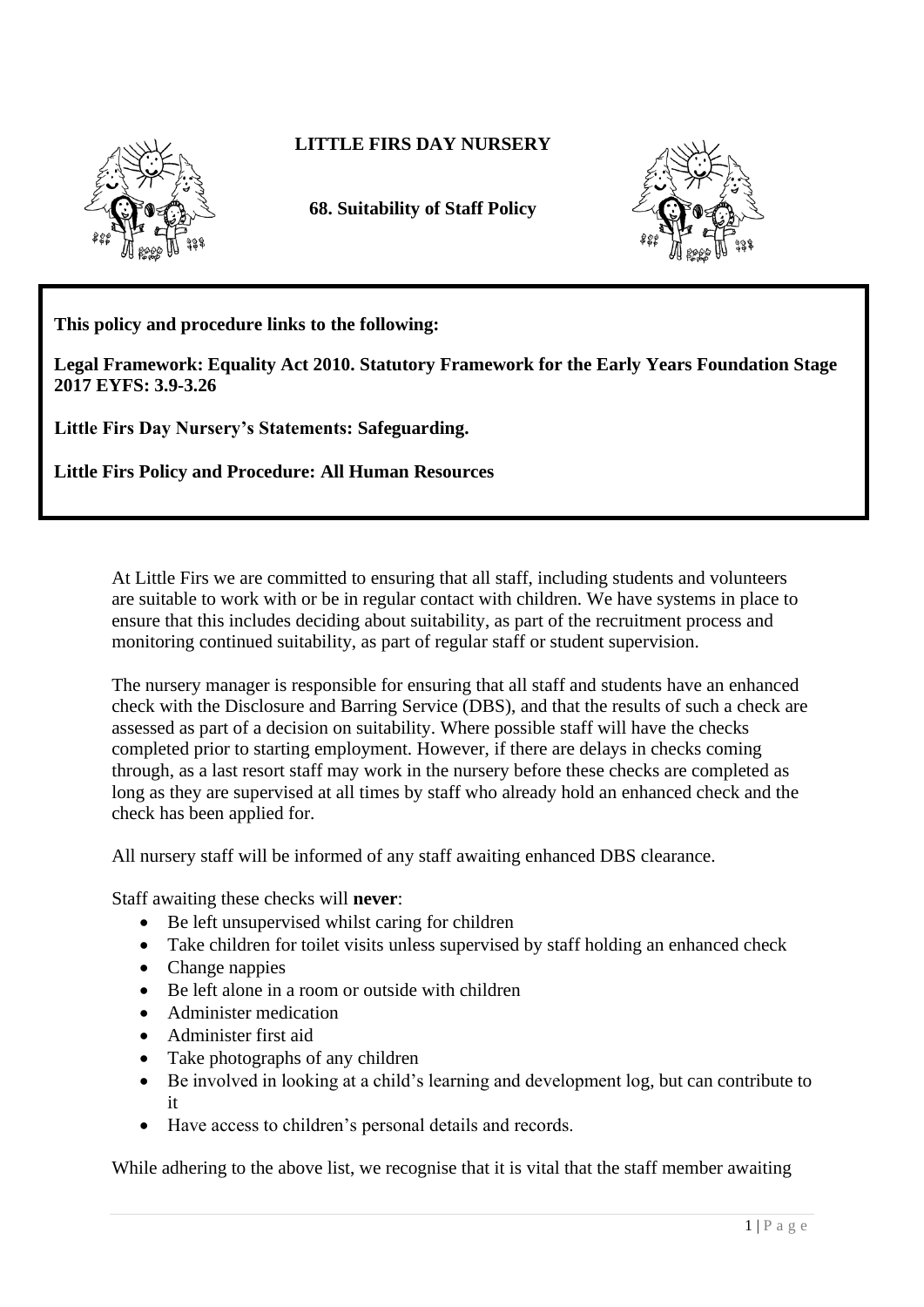# LITTLE FIRS DAY NURSERY

## 68. Suitability of Staff Policy

**This policy and procedure links to the following:**

**Legal Framework: Equality Act 2010. Statutory Framework for the Early Years Foundation Stage 2017 EYFS: 3.9-3.26**

**Little Firs Day Nursery's Statements: Safeguarding.**

**Little Firs Policy and Procedure: All Human Resources**

At Little Firs we are committed to ensuring that all staff, including students and volunteers are suitable to work with or be in regular contact with children. We have systems in place to ensure that this includes deciding about suitability, as part of the recruitment process and monitoring continued suitability, as part of regular staff or student supervision.

The nursery manager is responsible for ensuring that all staff and students have an enhanced check with the Disclosure and Barring Service (DBS), and that the results of such a check are assessed as part of a decision on suitability. Where possible staff will have the checks completed prior to starting employment. However, if there are delays in checks coming through, as a last resort staff may work in the nursery before these checks are completed as long as they are supervised at all times by staff who already hold an enhanced check and the check has been applied for.

All nursery staff will be informed of any staff awaiting enhanced DBS clearance.

Staff awaiting these checks will **never**:

- Be left unsupervised whilst caring for children
- Take children for toilet visits unless supervised by staff holding an enhanced check
- Change nappies
- Be left alone in a room or outside with children
- Administer medication
- Administer first aid
- Take photographs of any children
- Be involved in looking at a child's learning and development log, but can contribute to it
- Have access to children's personal details and records.

While adhering to the above list, we recognise that it is vital that the staff member awaiting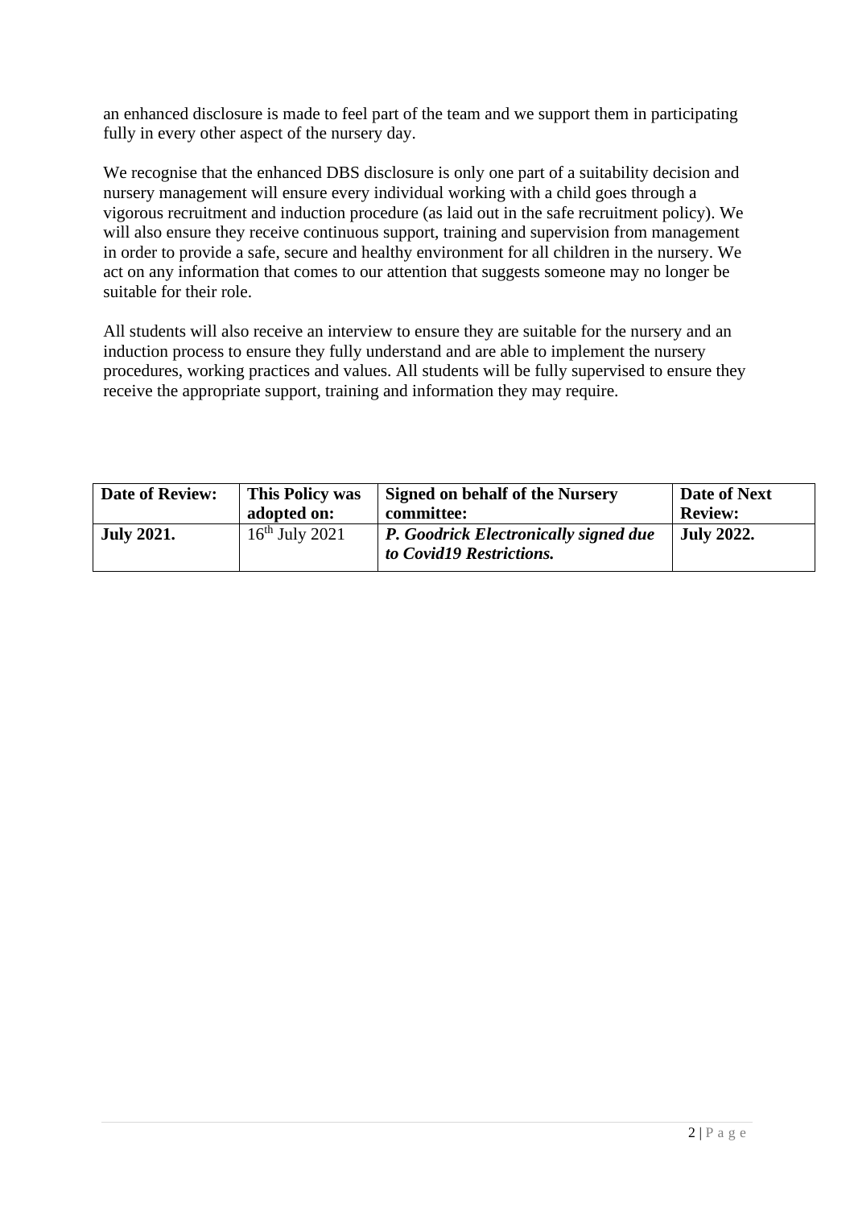an enhanced disclosure is made to feel part of the team and we support them in participating fully in every other aspect of the nursery day.

We recognise that the enhanced DBS disclosure is only one part of a suitability decision and nursery management will ensure every individual working with a child goes through a vigorous recruitment and induction procedure (as laid out in the safe recruitment policy). We will also ensure they receive continuous support, training and supervision from management in order to provide a safe, secure and healthy environment for all children in the nursery. We act on any information that comes to our attention that suggests someone may no longer be suitable for their role.

All students will also receive an interview to ensure they are suitable for the nursery and an induction process to ensure they fully understand and are able to implement the nursery procedures, working practices and values. All students will be fully supervised to ensure they receive the appropriate support, training and information they may require.

| **Date of Review:** | **This Policy was adopted on:** | **Signed on behalf of the Nursery committee:** | **Date of Next Review:** |
|---|---|---|---|
| **July 2021.** | 16th July 2021 | ***P. Goodrick Electronically signed due to Covid19 Restrictions.*** | **July 2022.** |